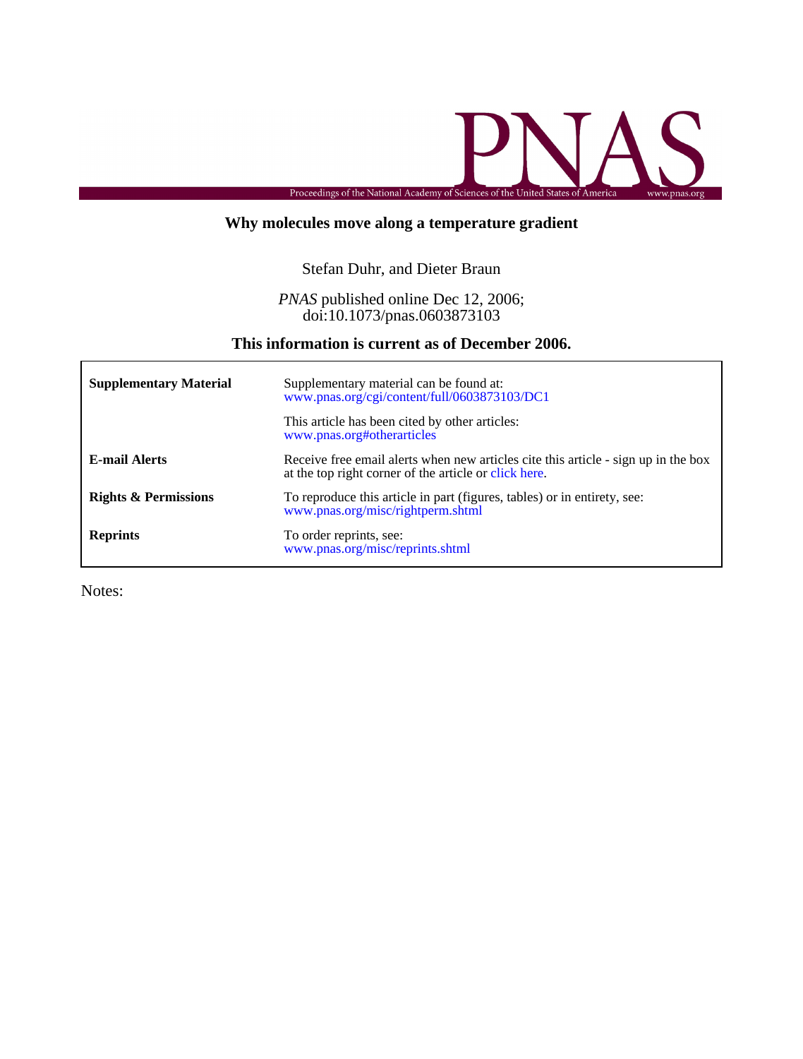PNAS

Proceedings of the National Academy of Sciences of the United States of America — www.pnas.org

# Why molecules move along a temperature gradient

Stefan Duhr, and Dieter Braun

*PNAS* published online Dec 12, 2006;
doi:10.1073/pnas.0603873103

## This information is current as of December 2006.

| | |
|---|---|
| **Supplementary Material** | Supplementary material can be found at: www.pnas.org/cgi/content/full/0603873103/DC1 |
| | This article has been cited by other articles: www.pnas.org#otherarticles |
| **E-mail Alerts** | Receive free email alerts when new articles cite this article - sign up in the box at the top right corner of the article or click here. |
| **Rights & Permissions** | To reproduce this article in part (figures, tables) or in entirety, see: www.pnas.org/misc/rightperm.shtml |
| **Reprints** | To order reprints, see: www.pnas.org/misc/reprints.shtml |

Notes: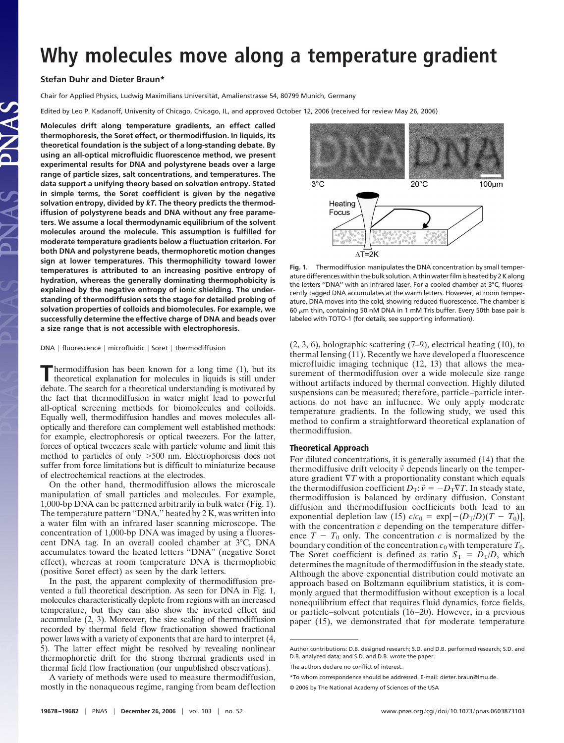# Why molecules move along a temperature gradient

**Stefan Duhr and Dieter Braun***

Chair for Applied Physics, Ludwig Maximilians Universität, Amalienstrasse 54, 80799 Munich, Germany

Edited by Leo P. Kadanoff, University of Chicago, Chicago, IL, and approved October 12, 2006 (received for review May 26, 2006)

**Molecules drift along temperature gradients, an effect called thermophoresis, the Soret effect, or thermodiffusion. In liquids, its theoretical foundation is the subject of a long-standing debate. By using an all-optical microfluidic fluorescence method, we present experimental results for DNA and polystyrene beads over a large range of particle sizes, salt concentrations, and temperatures. The data support a unifying theory based on solvation entropy. Stated in simple terms, the Soret coefficient is given by the negative solvation entropy, divided by *kT*. The theory predicts the thermodiffusion of polystyrene beads and DNA without any free parameters. We assume a local thermodynamic equilibrium of the solvent molecules around the molecule. This assumption is fulfilled for moderate temperature gradients below a fluctuation criterion. For both DNA and polystyrene beads, thermophoretic motion changes sign at lower temperatures. This thermophilicity toward lower temperatures is attributed to an increasing positive entropy of hydration, whereas the generally dominating thermophobicity is explained by the negative entropy of ionic shielding. The understanding of thermodiffusion sets the stage for detailed probing of solvation properties of colloids and biomolecules. For example, we successfully determine the effective charge of DNA and beads over a size range that is not accessible with electrophoresis.**

DNA | fluorescence | microfluidic | Soret | thermodiffusion

Thermodiffusion has been known for a long time (1), but its theoretical explanation for molecules in liquids is still under debate. The search for a theoretical understanding is motivated by the fact that thermodiffusion in water might lead to powerful all-optical screening methods for biomolecules and colloids. Equally well, thermodiffusion handles and moves molecules all-optically and therefore can complement well established methods: for example, electrophoresis or optical tweezers. For the latter, forces of optical tweezers scale with particle volume and limit this method to particles of only >500 nm. Electrophoresis does not suffer from force limitations but is difficult to miniaturize because of electrochemical reactions at the electrodes.

On the other hand, thermodiffusion allows the microscale manipulation of small particles and molecules. For example, 1,000-bp DNA can be patterned arbitrarily in bulk water (Fig. 1). The temperature pattern "DNA," heated by 2 K, was written into a water film with an infrared laser scanning microscope. The concentration of 1,000-bp DNA was imaged by using a fluorescent DNA tag. In an overall cooled chamber at 3°C, DNA accumulates toward the heated letters "DNA" (negative Soret effect), whereas at room temperature DNA is thermophobic (positive Soret effect) as seen by the dark letters.

In the past, the apparent complexity of thermodiffusion prevented a full theoretical description. As seen for DNA in Fig. 1, molecules characteristically deplete from regions with an increased temperature, but they can also show the inverted effect and accumulate (2, 3). Moreover, the size scaling of thermodiffusion recorded by thermal field flow fractionation showed fractional power laws with a variety of exponents that are hard to interpret (4, 5). The latter effect might be resolved by revealing nonlinear thermophoretic drift for the strong thermal gradients used in thermal field flow fractionation (our unpublished observations).

A variety of methods were used to measure thermodiffusion, mostly in the nonaqueous regime, ranging from beam deflection (2, 3, 6), holographic scattering (7–9), electrical heating (10), to thermal lensing (11). Recently we have developed a fluorescence microfluidic imaging technique (12, 13) that allows the measurement of thermodiffusion over a wide molecule size range without artifacts induced by thermal convection. Highly diluted suspensions can be measured; therefore, particle–particle interactions do not have an influence. We only apply moderate temperature gradients. In the following study, we used this method to confirm a straightforward theoretical explanation of thermodiffusion.

**Fig. 1.** Thermodiffusion manipulates the DNA concentration by small temperature differences within the bulk solution. A thin water film is heated by 2 K along the letters "DNA" with an infrared laser. For a cooled chamber at 3°C, fluorescently tagged DNA accumulates at the warm letters. However, at room temperature, DNA moves into the cold, showing reduced fluorescence. The chamber is 60 $\mu$m thin, containing 50 nM DNA in 1 mM Tris buffer. Every 50th base pair is labeled with TOTO-1 (for details, see supporting information).

## Theoretical Approach

For diluted concentrations, it is generally assumed (14) that the thermodiffusive drift velocity $\vec{v}$ depends linearly on the temperature gradient $\nabla T$ with a proportionality constant which equals the thermodiffusion coefficient $D_T$: $\vec{v} = -D_T\nabla T$. In steady state, thermodiffusion is balanced by ordinary diffusion. Constant diffusion and thermodiffusion coefficients both lead to an exponential depletion law (15) $c/c_0 = \exp[-(D_T/D)(T - T_0)]$, with the concentration $c$ depending on the temperature difference $T - T_0$ only. The concentration $c$ is normalized by the boundary condition of the concentration $c_0$ with temperature $T_0$. The Soret coefficient is defined as ratio $S_T = D_T/D$, which determines the magnitude of thermodiffusion in the steady state. Although the above exponential distribution could motivate an approach based on Boltzmann equilibrium statistics, it is commonly argued that thermodiffusion without exception is a local nonequilibrium effect that requires fluid dynamics, force fields, or particle–solvent potentials (16–20). However, in a previous paper (15), we demonstrated that for moderate temperature

Author contributions: D.B. designed research; S.D. and D.B. performed research; S.D. and D.B. analyzed data; and S.D. and D.B. wrote the paper.

The authors declare no conflict of interest.

*To whom correspondence should be addressed. E-mail: dieter.braun@lmu.de.

© 2006 by The National Academy of Sciences of the USA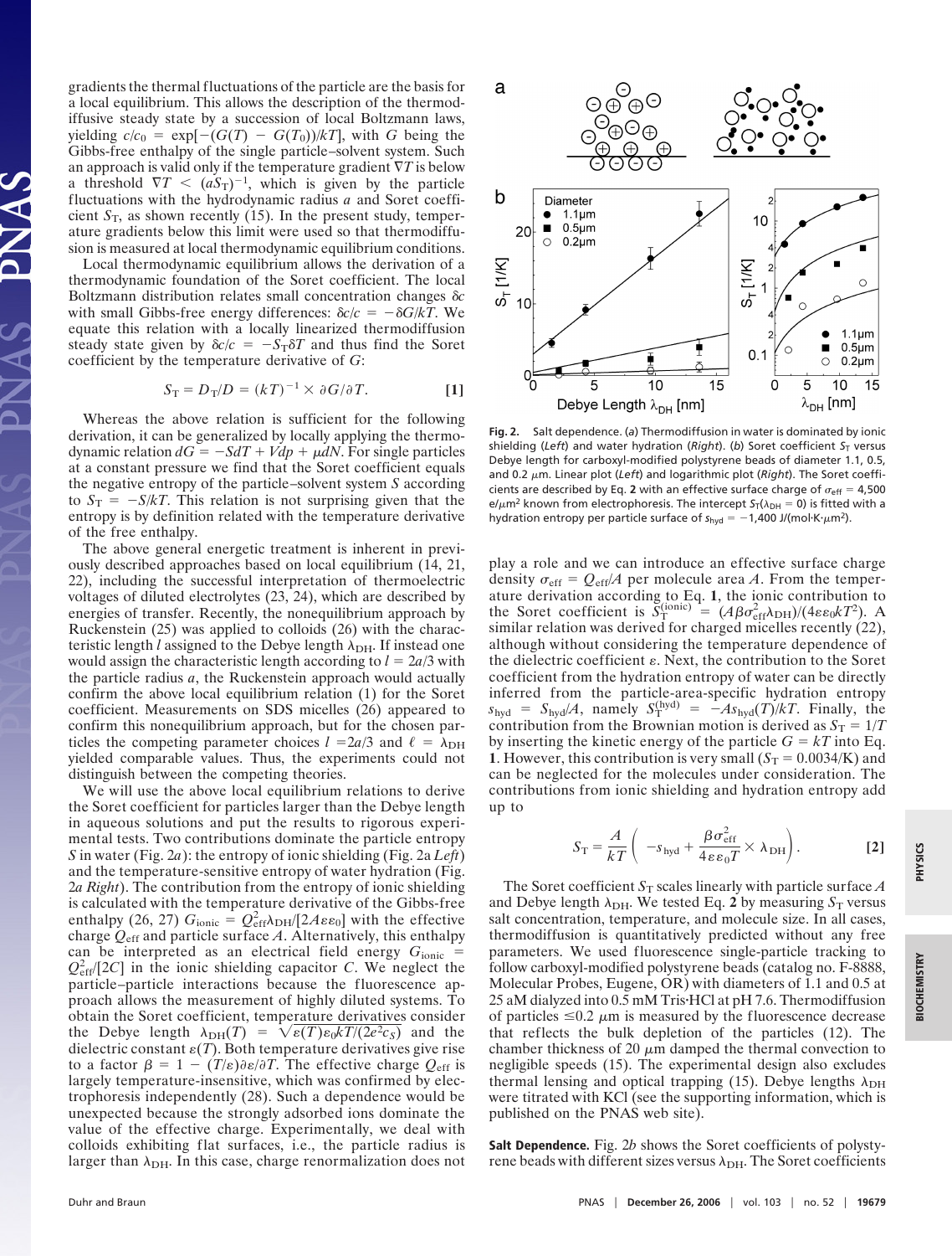gradients the thermal fluctuations of the particle are the basis for a local equilibrium. This allows the description of the thermodiffusive steady state by a succession of local Boltzmann laws, yielding $c/c_0 = \exp[-(G(T) - G(T_0))/kT]$, with $G$ being the Gibbs-free enthalpy of the single particle–solvent system. Such an approach is valid only if the temperature gradient $\nabla T$ is below a threshold $\nabla T < (aS_T)^{-1}$, which is given by the particle fluctuations with the hydrodynamic radius $a$ and Soret coefficient $S_T$, as shown recently (15). In the present study, temperature gradients below this limit were used so that thermodiffusion is measured at local thermodynamic equilibrium conditions.

Local thermodynamic equilibrium allows the derivation of a thermodynamic foundation of the Soret coefficient. The local Boltzmann distribution relates small concentration changes $\delta c$ with small Gibbs-free energy differences: $\delta c/c = -\delta G/kT$. We equate this relation with a locally linearized thermodiffusion steady state given by $\delta c/c = -S_T \delta T$ and thus find the Soret coefficient by the temperature derivative of $G$:

$$S_T = D_T/D = (kT)^{-1} \times \partial G/\partial T. \qquad [1]$$

Whereas the above relation is sufficient for the following derivation, it can be generalized by locally applying the thermodynamic relation $dG = -SdT + Vdp + \mu dN$. For single particles at a constant pressure we find that the Soret coefficient equals the negative entropy of the particle–solvent system $S$ according to $S_T = -S/kT$. This relation is not surprising given that the entropy is by definition related with the temperature derivative of the free enthalpy.

The above general energetic treatment is inherent in previously described approaches based on local equilibrium (14, 21, 22), including the successful interpretation of thermoelectric voltages of diluted electrolytes (23, 24), which are described by energies of transfer. Recently, the nonequilibrium approach by Ruckenstein (25) was applied to colloids (26) with the characteristic length $l$ assigned to the Debye length $\lambda_{DH}$. If instead one would assign the characteristic length according to $l = 2a/3$ with the particle radius $a$, the Ruckenstein approach would actually confirm the above local equilibrium relation (1) for the Soret coefficient. Measurements on SDS micelles (26) appeared to confirm this nonequilibrium approach, but for the chosen particles the competing parameter choices $l = 2a/3$ and $\ell = \lambda_{DH}$ yielded comparable values. Thus, the experiments could not distinguish between the competing theories.

We will use the above local equilibrium relations to derive the Soret coefficient for particles larger than the Debye length in aqueous solutions and put the results to rigorous experimental tests. Two contributions dominate the particle entropy $S$ in water (Fig. 2*a*): the entropy of ionic shielding (Fig. 2*a Left*) and the temperature-sensitive entropy of water hydration (Fig. 2*a Right*). The contribution from the entropy of ionic shielding is calculated with the temperature derivative of the Gibbs-free enthalpy (26, 27) $G_{ionic} = Q_{eff}^2 \lambda_{DH}/[2A\varepsilon\varepsilon_0]$ with the effective charge $Q_{eff}$ and particle surface $A$. Alternatively, this enthalpy can be interpreted as an electrical field energy $G_{ionic} = Q_{eff}^2/[2C]$ in the ionic shielding capacitor $C$. We neglect the particle–particle interactions because the fluorescence approach allows the measurement of highly diluted systems. To obtain the Soret coefficient, temperature derivatives consider the Debye length $\lambda_{DH}(T) = \sqrt{\varepsilon(T)\varepsilon_0 kT/(2e^2 c_S)}$ and the dielectric constant $\varepsilon(T)$. Both temperature derivatives give rise to a factor $\beta = 1 - (T/\varepsilon)\partial\varepsilon/\partial T$. The effective charge $Q_{eff}$ is largely temperature-insensitive, which was confirmed by electrophoresis independently (28). Such a dependence would be unexpected because the strongly adsorbed ions dominate the value of the effective charge. Experimentally, we deal with colloids exhibiting flat surfaces, i.e., the particle radius is larger than $\lambda_{DH}$. In this case, charge renormalization does not

**Fig. 2.** Salt dependence. (*a*) Thermodiffusion in water is dominated by ionic shielding (*Left*) and water hydration (*Right*). (*b*) Soret coefficient $S_T$ versus Debye length for carboxyl-modified polystyrene beads of diameter 1.1, 0.5, and 0.2 $\mu$m. Linear plot (*Left*) and logarithmic plot (*Right*). The Soret coefficients are described by Eq. **2** with an effective surface charge of $\sigma_{eff} = 4{,}500$ e/$\mu$m² known from electrophoresis. The intercept $S_T(\lambda_{DH} = 0)$ is fitted with a hydration entropy per particle surface of $s_{hyd} = -1{,}400$ J/(mol·K·$\mu$m²).

play a role and we can introduce an effective surface charge density $\sigma_{eff} = Q_{eff}/A$ per molecule area $A$. From the temperature derivation according to Eq. **1**, the ionic contribution to the Soret coefficient is $S_T^{(ionic)} = (A\beta\sigma_{eff}^2\lambda_{DH})/(4\varepsilon\varepsilon_0 kT^2)$. A similar relation was derived for charged micelles recently (22), although without considering the temperature dependence of the dielectric coefficient $\varepsilon$. Next, the contribution to the Soret coefficient from the hydration entropy of water can be directly inferred from the particle-area-specific hydration entropy $s_{hyd} = S_{hyd}/A$, namely $S_T^{(hyd)} = -As_{hyd}(T)/kT$. Finally, the contribution from the Brownian motion is derived as $S_T = 1/T$ by inserting the kinetic energy of the particle $G = kT$ into Eq. **1**. However, this contribution is very small ($S_T = 0.0034$/K) and can be neglected for the molecules under consideration. The contributions from ionic shielding and hydration entropy add up to

$$S_T = \frac{A}{kT}\left(-s_{hyd} + \frac{\beta\sigma_{eff}^2}{4\varepsilon\varepsilon_0 T} \times \lambda_{DH}\right). \qquad [2]$$

The Soret coefficient $S_T$ scales linearly with particle surface $A$ and Debye length $\lambda_{DH}$. We tested Eq. **2** by measuring $S_T$ versus salt concentration, temperature, and molecule size. In all cases, thermodiffusion is quantitatively predicted without any free parameters. We used fluorescence single-particle tracking to follow carboxyl-modified polystyrene beads (catalog no. F-8888, Molecular Probes, Eugene, OR) with diameters of 1.1 and 0.5 at 25 aM dialyzed into 0.5 mM Tris·HCl at pH 7.6. Thermodiffusion of particles $\leq$0.2 $\mu$m is measured by the fluorescence decrease that reflects the bulk depletion of the particles (12). The chamber thickness of 20 $\mu$m damped the thermal convection to negligible speeds (15). The experimental design also excludes thermal lensing and optical trapping (15). Debye lengths $\lambda_{DH}$ were titrated with KCl (see the supporting information, which is published on the PNAS web site).

**Salt Dependence.** Fig. 2*b* shows the Soret coefficients of polystyrene beads with different sizes versus $\lambda_{DH}$. The Soret coefficients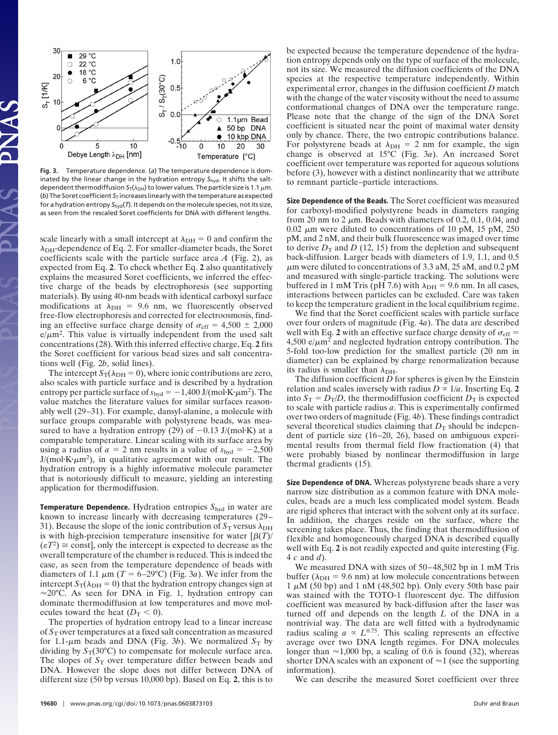**Fig. 3.** Temperature dependence. (*a*) The temperature dependence is dominated by the linear change in the hydration entropy $S_{\text{hyd}}$. It shifts the salt-dependent thermodiffusion $S_T(\lambda_{DH})$ to lower values. The particle size is 1.1 $\mu$m. (*b*) The Soret coefficient $S_T$ increases linearly with the temperature as expected for a hydration entropy $S_{\text{hyd}}(T)$. It depends on the molecule species, not its size, as seen from the rescaled Soret coefficients for DNA with different lengths.

scale linearly with a small intercept at $\lambda_{DH} = 0$ and confirm the $\lambda_{DH}$-dependence of Eq. 2. For smaller-diameter beads, the Soret coefficients scale with the particle surface area $A$ (Fig. 2), as expected from Eq. **2**. To check whether Eq. **2** also quantitatively explains the measured Soret coefficients, we inferred the effective charge of the beads by electrophoresis (see supporting materials). By using 40-nm beads with identical carboxyl surface modifications at $\lambda_{DH} = 9.6$ nm, we fluorescently observed free-flow electrophoresis and corrected for electroosmosis, finding an effective surface charge density of $\sigma_{\text{eff}} = 4{,}500 \pm 2{,}000$ $e/\mu m^2$. This value is virtually independent from the used salt concentrations (28). With this inferred effective charge, Eq. **2** fits the Soret coefficient for various bead sizes and salt concentrations well (Fig. 2*b*, solid lines).

The intercept $S_T(\lambda_{DH} = 0)$, where ionic contributions are zero, also scales with particle surface and is described by a hydration entropy per particle surface of $s_{\text{hyd}} = -1{,}400$ J/(mol·K·$\mu m^2$). The value matches the literature values for similar surfaces reasonably well (29–31). For example, dansyl-alanine, a molecule with surface groups comparable with polystyrene beads, was measured to have a hydration entropy (29) of $-0.13$ J/(mol·K) at a comparable temperature. Linear scaling with its surface area by using a radius of $a = 2$ nm results in a value of $s_{\text{hyd}} = -2{,}500$ J/(mol·K·$\mu m^2$), in qualitative agreement with our result. The hydration entropy is a highly informative molecule parameter that is notoriously difficult to measure, yielding an interesting application for thermodiffusion.

**Temperature Dependence.** Hydration entropies $S_{\text{hyd}}$ in water are known to increase linearly with decreasing temperatures (29–31). Because the slope of the ionic contribution of $S_T$ versus $\lambda_{DH}$ is with high-precision temperature insensitive for water $[\beta(T)/(\varepsilon T^2) \cong \text{const}]$, only the intercept is expected to decrease as the overall temperature of the chamber is reduced. This is indeed the case, as seen from the temperature dependence of beads with diameters of 1.1 $\mu$m ($T = 6$–29°C) (Fig. 3*a*). We infer from the intercept $S_T(\lambda_{DH} = 0)$ that the hydration entropy changes sign at $\approx$20°C. As seen for DNA in Fig. 1, hydration entropy can dominate thermodiffusion at low temperatures and move molecules toward the heat ($D_T < 0$).

The properties of hydration entropy lead to a linear increase of $S_T$ over temperatures at a fixed salt concentration as measured for 1.1-$\mu$m beads and DNA (Fig. 3*b*). We normalized $S_T$ by dividing by $S_T$(30°C) to compensate for molecule surface area. The slopes of $S_T$ over temperature differ between beads and DNA. However the slope does not differ between DNA of different size (50 bp versus 10,000 bp). Based on Eq. **2**, this is to be expected because the temperature dependence of the hydration entropy depends only on the type of surface of the molecule, not its size. We measured the diffusion coefficients of the DNA species at the respective temperature independently. Within experimental error, changes in the diffusion coefficient $D$ match with the change of the water viscosity without the need to assume conformational changes of DNA over the temperature range. Please note that the change of the sign of the DNA Soret coefficient is situated near the point of maximal water density only by chance. There, the two entropic contributions balance. For polystyrene beads at $\lambda_{DH} = 2$ nm for example, the sign change is observed at 15°C (Fig. 3*a*). An increased Soret coefficient over temperature was reported for aqueous solutions before (3), however with a distinct nonlinearity that we attribute to remnant particle–particle interactions.

**Size Dependence of the Beads.** The Soret coefficient was measured for carboxyl-modified polystyrene beads in diameters ranging from 20 nm to 2 $\mu$m. Beads with diameters of 0.2, 0.1, 0.04, and 0.02 $\mu$m were diluted to concentrations of 10 pM, 15 pM, 250 pM, and 2 nM, and their bulk fluorescence was imaged over time to derive $D_T$ and $D$ (12, 15) from the depletion and subsequent back-diffusion. Larger beads with diameters of 1.9, 1.1, and 0.5 $\mu$m were diluted to concentrations of 3.3 aM, 25 aM, and 0.2 pM and measured with single-particle tracking. The solutions were buffered in 1 mM Tris (pH 7.6) with $\lambda_{DH} = 9.6$ nm. In all cases, interactions between particles can be excluded. Care was taken to keep the temperature gradient in the local equilibrium regime.

We find that the Soret coefficient scales with particle surface over four orders of magnitude (Fig. 4*a*). The data are described well with Eq. **2** with an effective surface charge density of $\sigma_{\text{eff}} = 4{,}500$ $e/\mu m^2$ and neglected hydration entropy contribution. The 5-fold too-low prediction for the smallest particle (20 nm in diameter) can be explained by charge renormalization because its radius is smaller than $\lambda_{DH}$.

The diffusion coefficient $D$ for spheres is given by the Einstein relation and scales inversely with radius $D \propto 1/a$. Inserting Eq. **2** into $S_T = D_T/D$, the thermodiffusion coefficient $D_T$ is expected to scale with particle radius $a$. This is experimentally confirmed over two orders of magnitude (Fig. 4*b*). These findings contradict several theoretical studies claiming that $D_T$ should be independent of particle size (16–20, 26), based on ambiguous experimental results from thermal field flow fractionation (4) that were probably biased by nonlinear thermodiffusion in large thermal gradients (15).

**Size Dependence of DNA.** Whereas polystyrene beads share a very narrow size distribution as a common feature with DNA molecules, beads are a much less complicated model system. Beads are rigid spheres that interact with the solvent only at its surface. In addition, the charges reside on the surface, where the screening takes place. Thus, the finding that thermodiffusion of flexible and homogeneously charged DNA is described equally well with Eq. **2** is not readily expected and quite interesting (Fig. 4 *c* and *d*).

We measured DNA with sizes of 50–48,502 bp in 1 mM Tris buffer ($\lambda_{DH} = 9.6$ nm) at low molecule concentrations between 1 $\mu$M (50 bp) and 1 nM (48,502 bp). Only every 50th base pair was stained with the TOTO-1 fluorescent dye. The diffusion coefficient was measured by back-diffusion after the laser was turned off and depends on the length $L$ of the DNA in a nontrivial way. The data are well fitted with a hydrodynamic radius scaling $a \propto L^{0.75}$. This scaling represents an effective average over two DNA length regimes. For DNA molecules longer than $\approx$1,000 bp, a scaling of 0.6 is found (32), whereas shorter DNA scales with an exponent of $\approx$1 (see the supporting information).

We can describe the measured Soret coefficient over three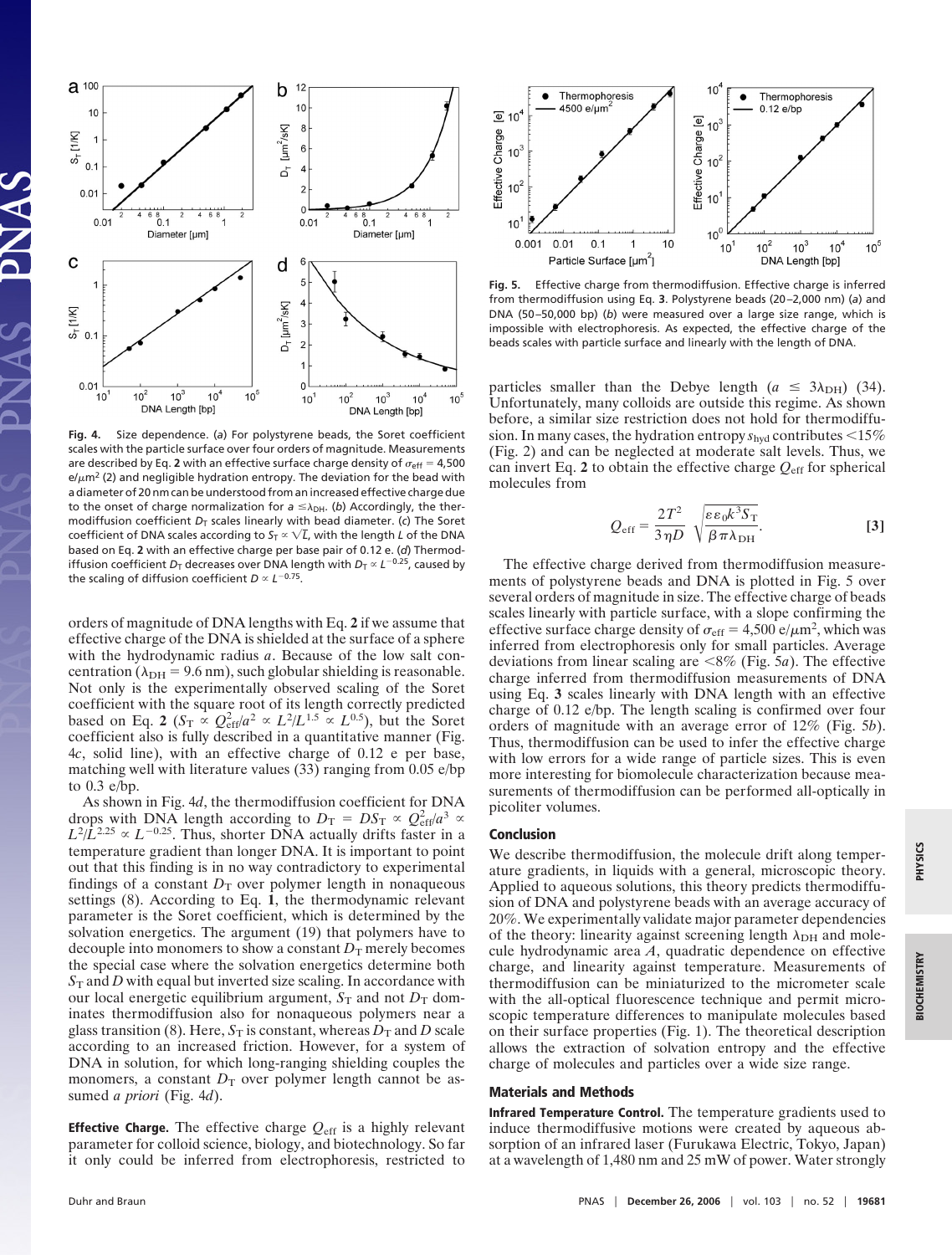Fig. 4. Size dependence. (a) For polystyrene beads, the Soret coefficient scales with the particle surface over four orders of magnitude. Measurements are described by Eq. **2** with an effective surface charge density of $\sigma_{eff} = 4{,}500$ e/$\mu$m$^2$ (2) and negligible hydration entropy. The deviation for the bead with a diameter of 20 nm can be understood from an increased effective charge due to the onset of charge normalization for $a \leq \lambda_{DH}$. (b) Accordingly, the thermodiffusion coefficient $D_T$ scales linearly with bead diameter. (c) The Soret coefficient of DNA scales according to $S_T \propto \sqrt{L}$, with the length $L$ of the DNA based on Eq. **2** with an effective charge per base pair of 0.12 e. (d) Thermodiffusion coefficient $D_T$ decreases over DNA length with $D_T \propto L^{-0.25}$, caused by the scaling of diffusion coefficient $D \propto L^{-0.75}$.

orders of magnitude of DNA lengths with Eq. **2** if we assume that effective charge of the DNA is shielded at the surface of a sphere with the hydrodynamic radius $a$. Because of the low salt concentration ($\lambda_{DH} = 9.6$ nm), such globular shielding is reasonable. Not only is the experimentally observed scaling of the Soret coefficient with the square root of its length correctly predicted based on Eq. **2** ($S_T \propto Q_{eff}^2/a^2 \propto L^2/L^{1.5} \propto L^{0.5}$), but the Soret coefficient also is fully described in a quantitative manner (Fig. 4*c*, solid line), with an effective charge of 0.12 e per base, matching well with literature values (33) ranging from 0.05 e/bp to 0.3 e/bp.

As shown in Fig. 4*d*, the thermodiffusion coefficient for DNA drops with DNA length according to $D_T = DS_T \propto Q_{eff}^2/a^3 \propto L^2/L^{2.25} \propto L^{-0.25}$. Thus, shorter DNA actually drifts faster in a temperature gradient than longer DNA. It is important to point out that this finding is in no way contradictory to experimental findings of a constant $D_T$ over polymer length in nonaqueous settings (8). According to Eq. **1**, the thermodynamic relevant parameter is the Soret coefficient, which is determined by the solvation energetics. The argument (19) that polymers have to decouple into monomers to show a constant $D_T$ merely becomes the special case where the solvation energetics determine both $S_T$ and $D$ with equal but inverted size scaling. In accordance with our local energetic equilibrium argument, $S_T$ and not $D_T$ dominates thermodiffusion also for nonaqueous polymers near a glass transition (8). Here, $S_T$ is constant, whereas $D_T$ and $D$ scale according to an increased friction. However, for a system of DNA in solution, for which long-ranging shielding couples the monomers, a constant $D_T$ over polymer length cannot be assumed *a priori* (Fig. 4*d*).

**Effective Charge.** The effective charge $Q_{eff}$ is a highly relevant parameter for colloid science, biology, and biotechnology. So far it only could be inferred from electrophoresis, restricted to particles smaller than the Debye length ($a \leq 3\lambda_{DH}$) (34). Unfortunately, many colloids are outside this regime. As shown before, a similar size restriction does not hold for thermodiffusion. In many cases, the hydration entropy $s_{hyd}$ contributes <15% (Fig. 2) and can be neglected at moderate salt levels. Thus, we can invert Eq. **2** to obtain the effective charge $Q_{eff}$ for spherical molecules from

$$Q_{eff} = \frac{2T^2}{3\eta D}\sqrt{\frac{\varepsilon\varepsilon_0 k^3 S_T}{\beta\pi\lambda_{DH}}}. \qquad [3]$$

The effective charge derived from thermodiffusion measurements of polystyrene beads and DNA is plotted in Fig. 5 over several orders of magnitude in size. The effective charge of beads scales linearly with particle surface, with a slope confirming the effective surface charge density of $\sigma_{eff} = 4{,}500$ e/$\mu$m$^2$, which was inferred from electrophoresis only for small particles. Average deviations from linear scaling are <8% (Fig. 5*a*). The effective charge inferred from thermodiffusion measurements of DNA using Eq. **3** scales linearly with DNA length with an effective charge of 0.12 e/bp. The length scaling is confirmed over four orders of magnitude with an average error of 12% (Fig. 5*b*). Thus, thermodiffusion can be used to infer the effective charge with low errors for a wide range of particle sizes. This is even more interesting for biomolecule characterization because measurements of thermodiffusion can be performed all-optically in picoliter volumes.

Fig. 5. Effective charge from thermodiffusion. Effective charge is inferred from thermodiffusion using Eq. **3**. Polystyrene beads (20–2,000 nm) (a) and DNA (50–50,000 bp) (b) were measured over a large size range, which is impossible with electrophoresis. As expected, the effective charge of the beads scales with particle surface and linearly with the length of DNA.

## Conclusion

We describe thermodiffusion, the molecule drift along temperature gradients, in liquids with a general, microscopic theory. Applied to aqueous solutions, this theory predicts thermodiffusion of DNA and polystyrene beads with an average accuracy of 20%. We experimentally validate major parameter dependencies of the theory: linearity against screening length $\lambda_{DH}$ and molecule hydrodynamic area $A$, quadratic dependence on effective charge, and linearity against temperature. Measurements of thermodiffusion can be miniaturized to the micrometer scale with the all-optical fluorescence technique and permit microscopic temperature differences to manipulate molecules based on their surface properties (Fig. 1). The theoretical description allows the extraction of solvation entropy and the effective charge of molecules and particles over a wide size range.

## Materials and Methods

**Infrared Temperature Control.** The temperature gradients used to induce thermodiffusive motions were created by aqueous absorption of an infrared laser (Furukawa Electric, Tokyo, Japan) at a wavelength of 1,480 nm and 25 mW of power. Water strongly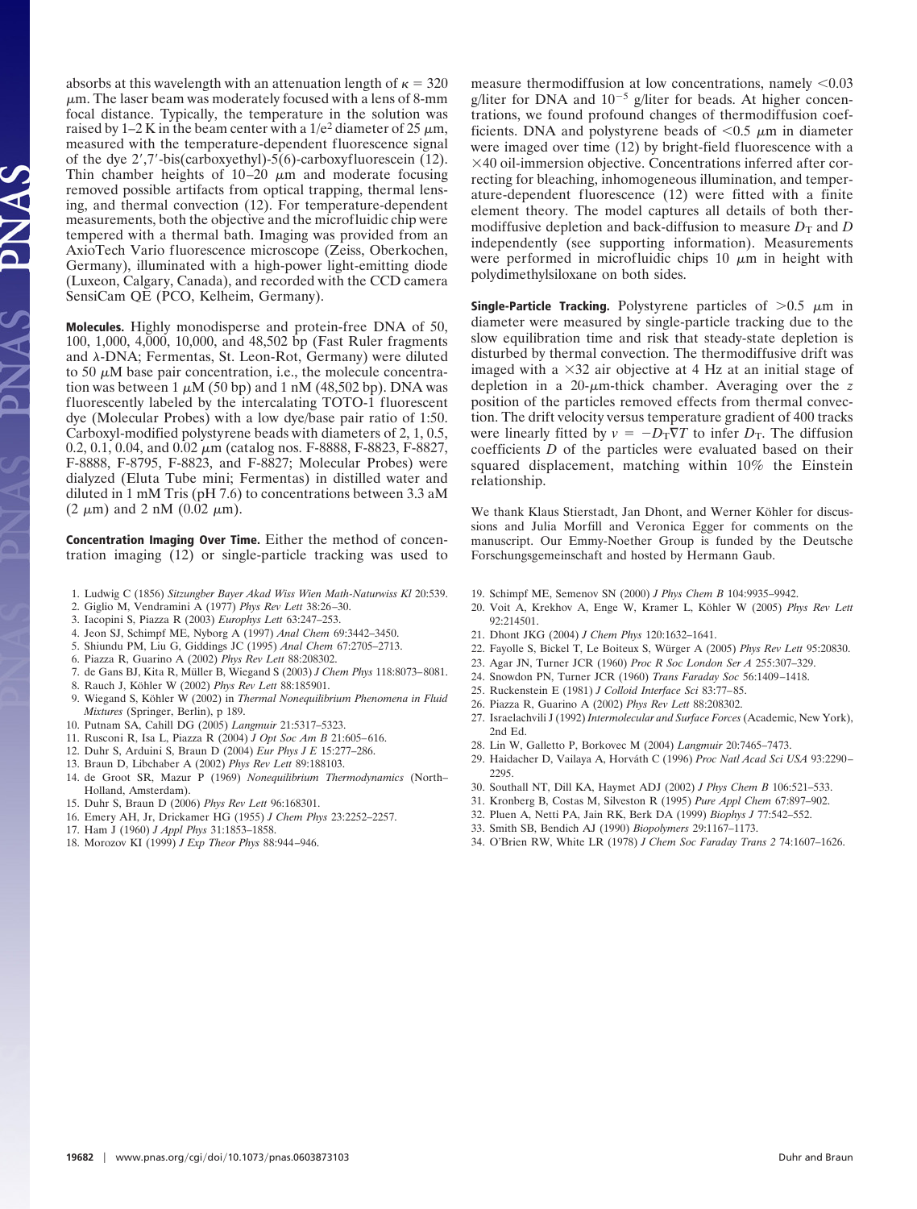absorbs at this wavelength with an attenuation length of $\kappa = 320$ $\mu$m. The laser beam was moderately focused with a lens of 8-mm focal distance. Typically, the temperature in the solution was raised by 1–2 K in the beam center with a $1/e^2$ diameter of 25 $\mu$m, measured with the temperature-dependent fluorescence signal of the dye 2′,7′-bis(carboxyethyl)-5(6)-carboxyfluorescein (12). Thin chamber heights of 10–20 $\mu$m and moderate focusing removed possible artifacts from optical trapping, thermal lensing, and thermal convection (12). For temperature-dependent measurements, both the objective and the microfluidic chip were tempered with a thermal bath. Imaging was provided from an AxioTech Vario fluorescence microscope (Zeiss, Oberkochen, Germany), illuminated with a high-power light-emitting diode (Luxeon, Calgary, Canada), and recorded with the CCD camera SensiCam QE (PCO, Kelheim, Germany).

**Molecules.** Highly monodisperse and protein-free DNA of 50, 100, 1,000, 4,000, 10,000, and 48,502 bp (Fast Ruler fragments and λ-DNA; Fermentas, St. Leon-Rot, Germany) were diluted to 50 $\mu$M base pair concentration, i.e., the molecule concentration was between 1 $\mu$M (50 bp) and 1 nM (48,502 bp). DNA was fluorescently labeled by the intercalating TOTO-1 fluorescent dye (Molecular Probes) with a low dye/base pair ratio of 1:50. Carboxyl-modified polystyrene beads with diameters of 2, 1, 0.5, 0.2, 0.1, 0.04, and 0.02 $\mu$m (catalog nos. F-8888, F-8823, F-8827, F-8888, F-8795, F-8823, and F-8827; Molecular Probes) were dialyzed (Eluta Tube mini; Fermentas) in distilled water and diluted in 1 mM Tris (pH 7.6) to concentrations between 3.3 aM (2 $\mu$m) and 2 nM (0.02 $\mu$m).

**Concentration Imaging Over Time.** Either the method of concentration imaging (12) or single-particle tracking was used to measure thermodiffusion at low concentrations, namely <0.03 g/liter for DNA and $10^{-5}$ g/liter for beads. At higher concentrations, we found profound changes of thermodiffusion coefficients. DNA and polystyrene beads of <0.5 $\mu$m in diameter were imaged over time (12) by bright-field fluorescence with a ×40 oil-immersion objective. Concentrations inferred after correcting for bleaching, inhomogeneous illumination, and temperature-dependent fluorescence (12) were fitted with a finite element theory. The model captures all details of both thermodiffusive depletion and back-diffusion to measure $D_T$ and $D$ independently (see supporting information). Measurements were performed in microfluidic chips 10 $\mu$m in height with polydimethylsiloxane on both sides.

**Single-Particle Tracking.** Polystyrene particles of >0.5 $\mu$m in diameter were measured by single-particle tracking due to the slow equilibration time and risk that steady-state depletion is disturbed by thermal convection. The thermodiffusive drift was imaged with a ×32 air objective at 4 Hz at an initial stage of depletion in a 20-$\mu$m-thick chamber. Averaging over the $z$ position of the particles removed effects from thermal convection. The drift velocity versus temperature gradient of 400 tracks were linearly fitted by $v = -D_T\nabla T$ to infer $D_T$. The diffusion coefficients $D$ of the particles were evaluated based on their squared displacement, matching within 10% the Einstein relationship.

We thank Klaus Stierstadt, Jan Dhont, and Werner Köhler for discussions and Julia Morfill and Veronica Egger for comments on the manuscript. Our Emmy-Noether Group is funded by the Deutsche Forschungsgemeinschaft and hosted by Hermann Gaub.

1. Ludwig C (1856) *Sitzungber Bayer Akad Wiss Wien Math-Naturwiss Kl* 20:539.
2. Giglio M, Vendramini A (1977) *Phys Rev Lett* 38:26–30.
3. Iacopini S, Piazza R (2003) *Europhys Lett* 63:247–253.
4. Jeon SJ, Schimpf ME, Nyborg A (1997) *Anal Chem* 69:3442–3450.
5. Shiundu PM, Liu G, Giddings JC (1995) *Anal Chem* 67:2705–2713.
6. Piazza R, Guarino A (2002) *Phys Rev Lett* 88:208302.
7. de Gans BJ, Kita R, Müller B, Wiegand S (2003) *J Chem Phys* 118:8073–8081.
8. Rauch J, Köhler W (2002) *Phys Rev Lett* 88:185901.
9. Wiegand S, Köhler W (2002) in *Thermal Nonequilibrium Phenomena in Fluid Mixtures* (Springer, Berlin), p 189.
10. Putnam SA, Cahill DG (2005) *Langmuir* 21:5317–5323.
11. Rusconi R, Isa L, Piazza R (2004) *J Opt Soc Am B* 21:605–616.
12. Duhr S, Arduini S, Braun D (2004) *Eur Phys J E* 15:277–286.
13. Braun D, Libchaber A (2002) *Phys Rev Lett* 89:188103.
14. de Groot SR, Mazur P (1969) *Nonequilibrium Thermodynamics* (North–Holland, Amsterdam).
15. Duhr S, Braun D (2006) *Phys Rev Lett* 96:168301.
16. Emery AH, Jr, Drickamer HG (1955) *J Chem Phys* 23:2252–2257.
17. Ham J (1960) *J Appl Phys* 31:1853–1858.
18. Morozov KI (1999) *J Exp Theor Phys* 88:944–946.
19. Schimpf ME, Semenov SN (2000) *J Phys Chem B* 104:9935–9942.
20. Voit A, Krekhov A, Enge W, Kramer L, Köhler W (2005) *Phys Rev Lett* 92:214501.
21. Dhont JKG (2004) *J Chem Phys* 120:1632–1641.
22. Fayolle S, Bickel T, Le Boiteux S, Würger A (2005) *Phys Rev Lett* 95:20830.
23. Agar JN, Turner JCR (1960) *Proc R Soc London Ser A* 255:307–329.
24. Snowdon PN, Turner JCR (1960) *Trans Faraday Soc* 56:1409–1418.
25. Ruckenstein E (1981) *J Colloid Interface Sci* 83:77–85.
26. Piazza R, Guarino A (2002) *Phys Rev Lett* 88:208302.
27. Israelachvili J (1992) *Intermolecular and Surface Forces* (Academic, New York), 2nd Ed.
28. Lin W, Galletto P, Borkovec M (2004) *Langmuir* 20:7465–7473.
29. Haidacher D, Vailaya A, Horváth C (1996) *Proc Natl Acad Sci USA* 93:2290–2295.
30. Southall NT, Dill KA, Haymet ADJ (2002) *J Phys Chem B* 106:521–533.
31. Kronberg B, Costas M, Silveston R (1995) *Pure Appl Chem* 67:897–902.
32. Pluen A, Netti PA, Jain RK, Berk DA (1999) *Biophys J* 77:542–552.
33. Smith SB, Bendich AJ (1990) *Biopolymers* 29:1167–1173.
34. O'Brien RW, White LR (1978) *J Chem Soc Faraday Trans 2* 74:1607–1626.